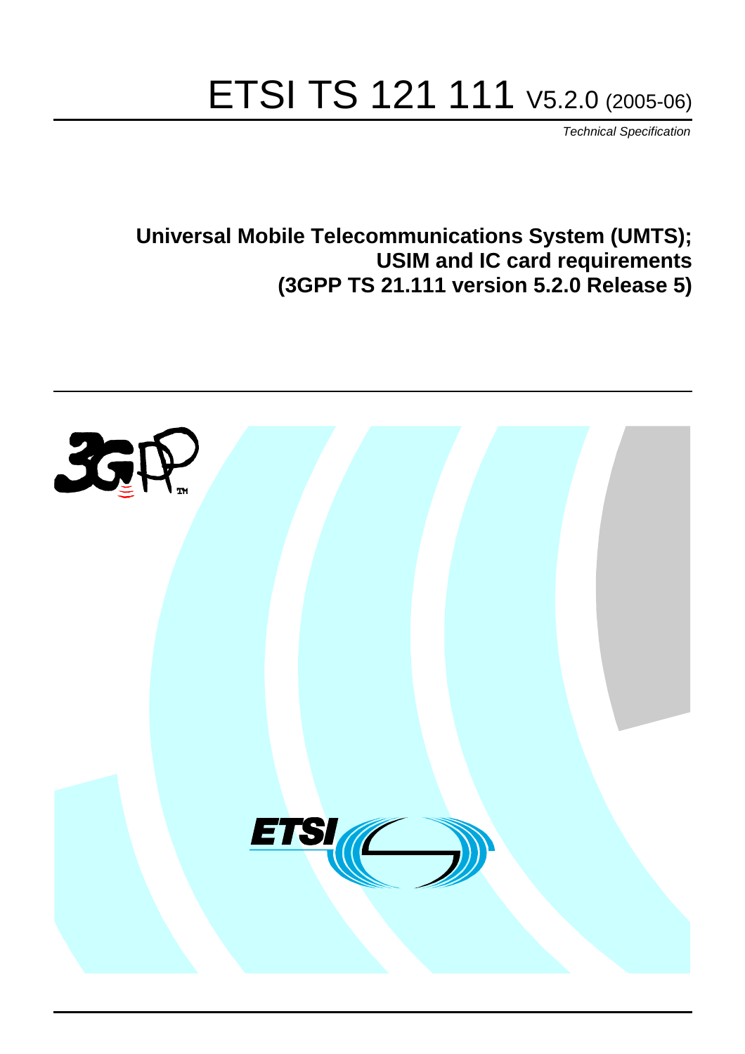# ETSI TS 121 111 V5.2.0 (2005-06)

*Technical Specification*

**Universal Mobile Telecommunications System (UMTS); USIM and IC card requirements (3GPP TS 21.111 version 5.2.0 Release 5)**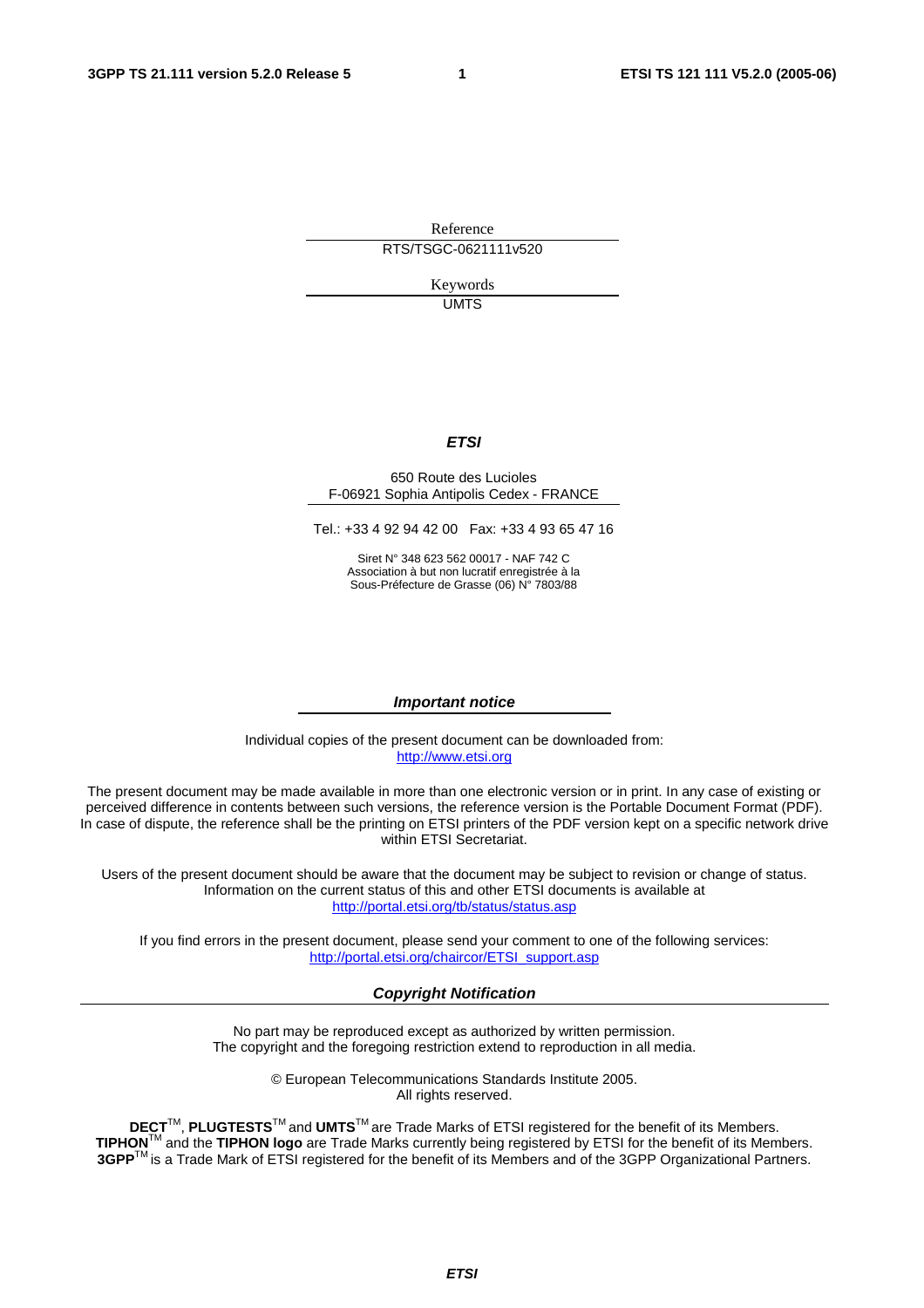Reference

RTS/TSGC-0621111v520

Keywords

UMTS

***ETSI***

650 Route des Lucioles
F-06921 Sophia Antipolis Cedex - FRANCE

Tel.: +33 4 92 94 42 00 Fax: +33 4 93 65 47 16

Siret N° 348 623 562 00017 - NAF 742 C
Association à but non lucratif enregistrée à la
Sous-Préfecture de Grasse (06) N° 7803/88

***Important notice***

Individual copies of the present document can be downloaded from:
http://www.etsi.org

The present document may be made available in more than one electronic version or in print. In any case of existing or perceived difference in contents between such versions, the reference version is the Portable Document Format (PDF). In case of dispute, the reference shall be the printing on ETSI printers of the PDF version kept on a specific network drive within ETSI Secretariat.

Users of the present document should be aware that the document may be subject to revision or change of status. Information on the current status of this and other ETSI documents is available at
http://portal.etsi.org/tb/status/status.asp

If you find errors in the present document, please send your comment to one of the following services:
http://portal.etsi.org/chaircor/ETSI_support.asp

***Copyright Notification***

No part may be reproduced except as authorized by written permission.
The copyright and the foregoing restriction extend to reproduction in all media.

© European Telecommunications Standards Institute 2005.
All rights reserved.

**DECT**TM, **PLUGTESTS**TM and **UMTS**TM are Trade Marks of ETSI registered for the benefit of its Members.
**TIPHON**TM and the **TIPHON logo** are Trade Marks currently being registered by ETSI for the benefit of its Members.
**3GPP**TM is a Trade Mark of ETSI registered for the benefit of its Members and of the 3GPP Organizational Partners.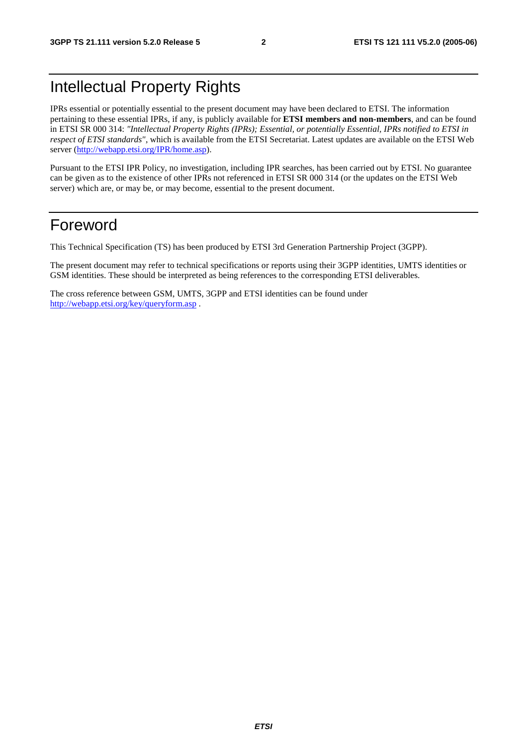# Intellectual Property Rights

IPRs essential or potentially essential to the present document may have been declared to ETSI. The information pertaining to these essential IPRs, if any, is publicly available for **ETSI members and non-members**, and can be found in ETSI SR 000 314: *"Intellectual Property Rights (IPRs); Essential, or potentially Essential, IPRs notified to ETSI in respect of ETSI standards"*, which is available from the ETSI Secretariat. Latest updates are available on the ETSI Web server (http://webapp.etsi.org/IPR/home.asp).

Pursuant to the ETSI IPR Policy, no investigation, including IPR searches, has been carried out by ETSI. No guarantee can be given as to the existence of other IPRs not referenced in ETSI SR 000 314 (or the updates on the ETSI Web server) which are, or may be, or may become, essential to the present document.

# Foreword

This Technical Specification (TS) has been produced by ETSI 3rd Generation Partnership Project (3GPP).

The present document may refer to technical specifications or reports using their 3GPP identities, UMTS identities or GSM identities. These should be interpreted as being references to the corresponding ETSI deliverables.

The cross reference between GSM, UMTS, 3GPP and ETSI identities can be found under http://webapp.etsi.org/key/queryform.asp .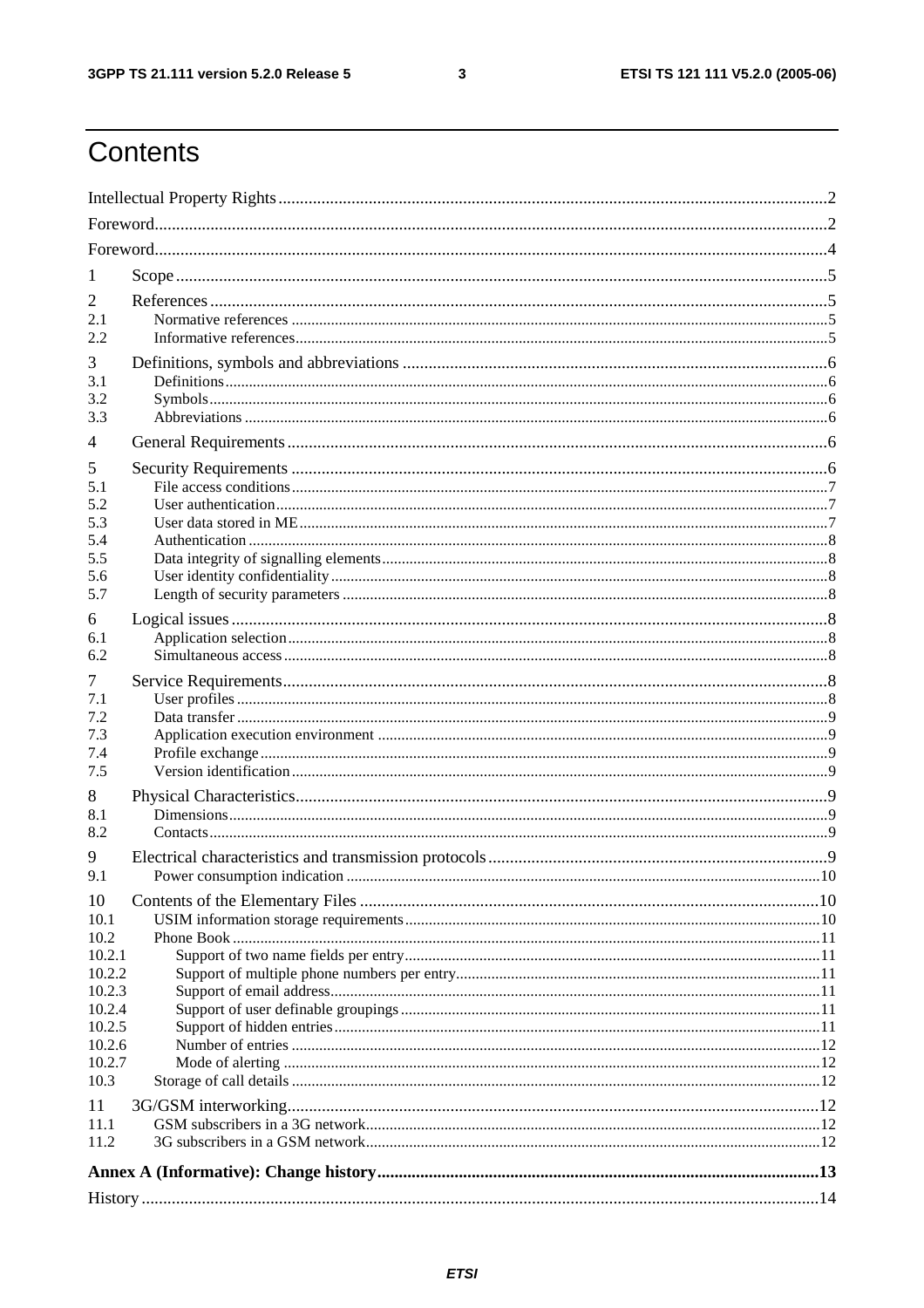# Contents

Intellectual Property Rights....................................................................................................................2

Foreword...............................................................................................................................................2

Foreword...............................................................................................................................................4

1 Scope.................................................................................................................................................5

2 References.........................................................................................................................................5
- 2.1 Normative references....................................................................................................................5
- 2.2 Informative references...................................................................................................................5

3 Definitions, symbols and abbreviations ..............................................................................................6
- 3.1 Definitions....................................................................................................................................6
- 3.2 Symbols........................................................................................................................................6
- 3.3 Abbreviations ...............................................................................................................................6

4 General Requirements.........................................................................................................................6

5 Security Requirements ........................................................................................................................6
- 5.1 File access conditions....................................................................................................................7
- 5.2 User authentication........................................................................................................................7
- 5.3 User data stored in ME...................................................................................................................7
- 5.4 Authentication ...............................................................................................................................8
- 5.5 Data integrity of signalling elements.............................................................................................8
- 5.6 User identity confidentiality..........................................................................................................8
- 5.7 Length of security parameters .......................................................................................................8

6 Logical issues .....................................................................................................................................8
- 6.1 Application selection.....................................................................................................................8
- 6.2 Simultaneous access......................................................................................................................8

7 Service Requirements.........................................................................................................................8
- 7.1 User profiles..................................................................................................................................8
- 7.2 Data transfer ..................................................................................................................................9
- 7.3 Application execution environment ..............................................................................................9
- 7.4 Profile exchange............................................................................................................................9
- 7.5 Version identification....................................................................................................................9

8 Physical Characteristics......................................................................................................................9
- 8.1 Dimensions....................................................................................................................................9
- 8.2 Contacts.........................................................................................................................................9

9 Electrical characteristics and transmission protocols...........................................................................9
- 9.1 Power consumption indication ....................................................................................................10

10 Contents of the Elementary Files .....................................................................................................10
- 10.1 USIM information storage requirements....................................................................................10
- 10.2 Phone Book ...............................................................................................................................11
  - 10.2.1 Support of two name fields per entry.....................................................................................11
  - 10.2.2 Support of multiple phone numbers per entry........................................................................11
  - 10.2.3 Support of email address........................................................................................................11
  - 10.2.4 Support of user definable groupings ......................................................................................11
  - 10.2.5 Support of hidden entries.......................................................................................................11
  - 10.2.6 Number of entries .................................................................................................................12
  - 10.2.7 Mode of alerting ...................................................................................................................12
- 10.3 Storage of call details .................................................................................................................12

11 3G/GSM interworking......................................................................................................................12
- 11.1 GSM subscribers in a 3G network..............................................................................................12
- 11.2 3G subscribers in a GSM network..............................................................................................12

**Annex A (Informative): Change history...............................................................................................13**

History.................................................................................................................................................14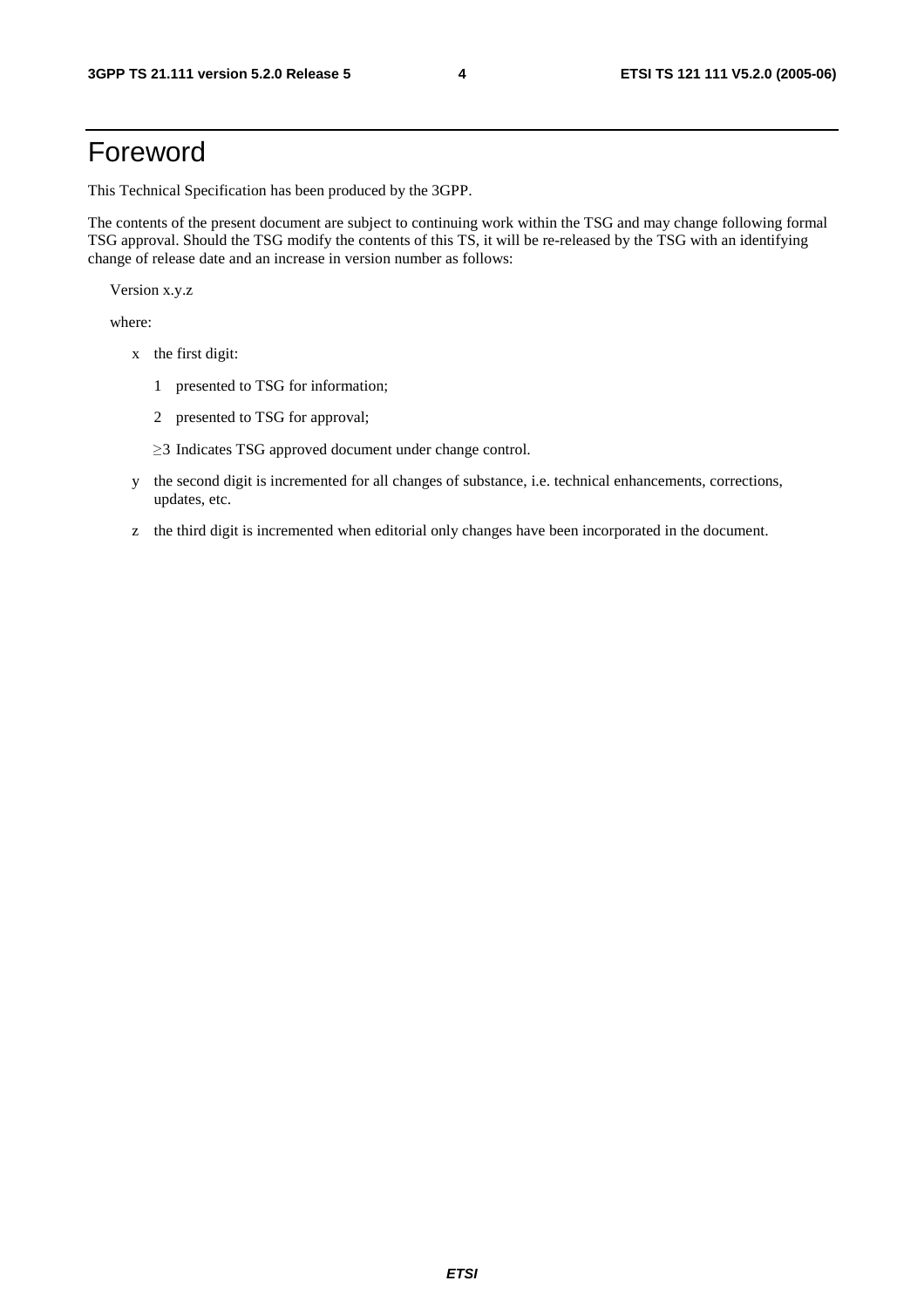# Foreword

This Technical Specification has been produced by the 3GPP.

The contents of the present document are subject to continuing work within the TSG and may change following formal TSG approval. Should the TSG modify the contents of this TS, it will be re-released by the TSG with an identifying change of release date and an increase in version number as follows:

Version x.y.z

where:

- x the first digit:
  - 1 presented to TSG for information;
  - 2 presented to TSG for approval;
  - ≥3 Indicates TSG approved document under change control.
- y the second digit is incremented for all changes of substance, i.e. technical enhancements, corrections, updates, etc.
- z the third digit is incremented when editorial only changes have been incorporated in the document.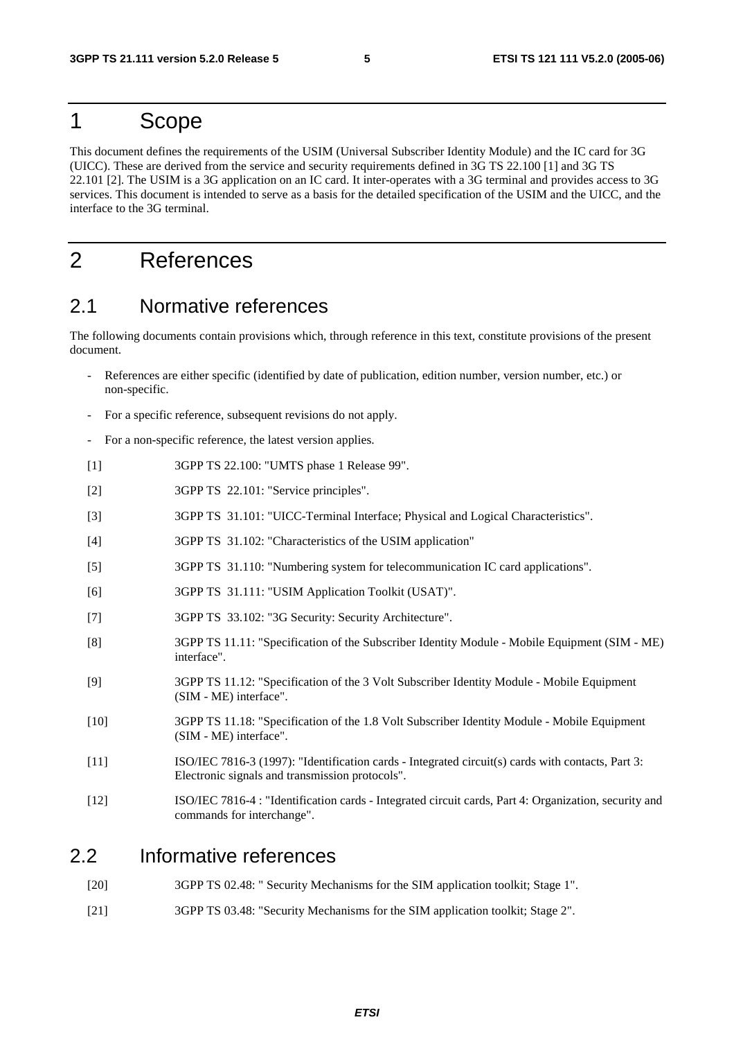# 1 Scope

This document defines the requirements of the USIM (Universal Subscriber Identity Module) and the IC card for 3G (UICC). These are derived from the service and security requirements defined in 3G TS 22.100 [1] and 3G TS 22.101 [2]. The USIM is a 3G application on an IC card. It inter-operates with a 3G terminal and provides access to 3G services. This document is intended to serve as a basis for the detailed specification of the USIM and the UICC, and the interface to the 3G terminal.

# 2 References

## 2.1 Normative references

The following documents contain provisions which, through reference in this text, constitute provisions of the present document.

- References are either specific (identified by date of publication, edition number, version number, etc.) or non-specific.
- For a specific reference, subsequent revisions do not apply.
- For a non-specific reference, the latest version applies.

[1] 3GPP TS 22.100: "UMTS phase 1 Release 99".

[2] 3GPP TS 22.101: "Service principles".

[3] 3GPP TS 31.101: "UICC-Terminal Interface; Physical and Logical Characteristics".

[4] 3GPP TS 31.102: "Characteristics of the USIM application"

[5] 3GPP TS 31.110: "Numbering system for telecommunication IC card applications".

[6] 3GPP TS 31.111: "USIM Application Toolkit (USAT)".

[7] 3GPP TS 33.102: "3G Security: Security Architecture".

[8] 3GPP TS 11.11: "Specification of the Subscriber Identity Module - Mobile Equipment (SIM - ME) interface".

[9] 3GPP TS 11.12: "Specification of the 3 Volt Subscriber Identity Module - Mobile Equipment (SIM - ME) interface".

[10] 3GPP TS 11.18: "Specification of the 1.8 Volt Subscriber Identity Module - Mobile Equipment (SIM - ME) interface".

[11] ISO/IEC 7816-3 (1997): "Identification cards - Integrated circuit(s) cards with contacts, Part 3: Electronic signals and transmission protocols".

[12] ISO/IEC 7816-4 : "Identification cards - Integrated circuit cards, Part 4: Organization, security and commands for interchange".

## 2.2 Informative references

[20] 3GPP TS 02.48: " Security Mechanisms for the SIM application toolkit; Stage 1".

[21] 3GPP TS 03.48: "Security Mechanisms for the SIM application toolkit; Stage 2".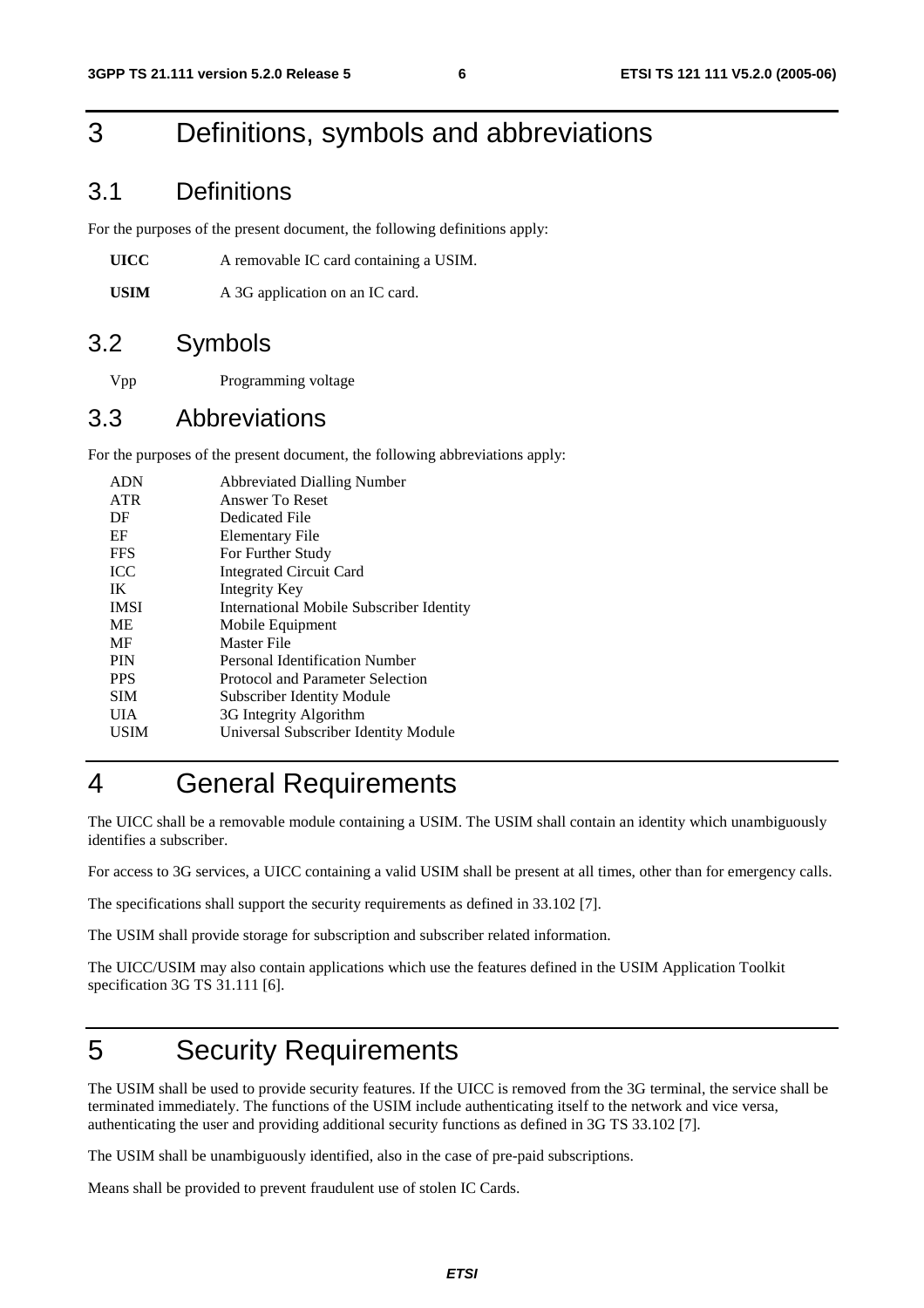# 3 Definitions, symbols and abbreviations

## 3.1 Definitions

For the purposes of the present document, the following definitions apply:

**UICC** A removable IC card containing a USIM.

**USIM** A 3G application on an IC card.

## 3.2 Symbols

Vpp Programming voltage

## 3.3 Abbreviations

For the purposes of the present document, the following abbreviations apply:

| | |
|---|---|
| ADN | Abbreviated Dialling Number |
| ATR | Answer To Reset |
| DF | Dedicated File |
| EF | Elementary File |
| FFS | For Further Study |
| ICC | Integrated Circuit Card |
| IK | Integrity Key |
| IMSI | International Mobile Subscriber Identity |
| ME | Mobile Equipment |
| MF | Master File |
| PIN | Personal Identification Number |
| PPS | Protocol and Parameter Selection |
| SIM | Subscriber Identity Module |
| UIA | 3G Integrity Algorithm |
| USIM | Universal Subscriber Identity Module |

# 4 General Requirements

The UICC shall be a removable module containing a USIM. The USIM shall contain an identity which unambiguously identifies a subscriber.

For access to 3G services, a UICC containing a valid USIM shall be present at all times, other than for emergency calls.

The specifications shall support the security requirements as defined in 33.102 [7].

The USIM shall provide storage for subscription and subscriber related information.

The UICC/USIM may also contain applications which use the features defined in the USIM Application Toolkit specification 3G TS 31.111 [6].

# 5 Security Requirements

The USIM shall be used to provide security features. If the UICC is removed from the 3G terminal, the service shall be terminated immediately. The functions of the USIM include authenticating itself to the network and vice versa, authenticating the user and providing additional security functions as defined in 3G TS 33.102 [7].

The USIM shall be unambiguously identified, also in the case of pre-paid subscriptions.

Means shall be provided to prevent fraudulent use of stolen IC Cards.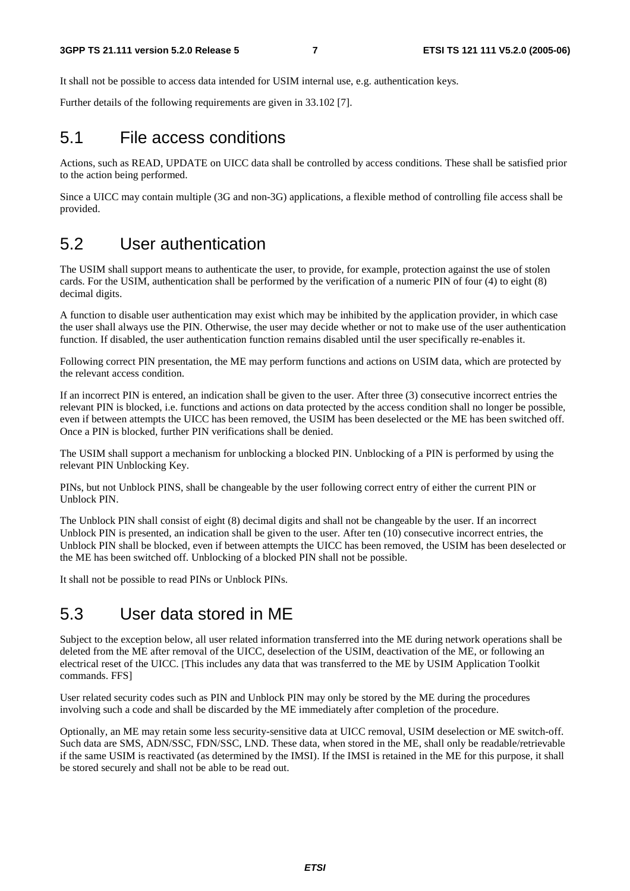It shall not be possible to access data intended for USIM internal use, e.g. authentication keys.

Further details of the following requirements are given in 33.102 [7].

## 5.1 File access conditions

Actions, such as READ, UPDATE on UICC data shall be controlled by access conditions. These shall be satisfied prior to the action being performed.

Since a UICC may contain multiple (3G and non-3G) applications, a flexible method of controlling file access shall be provided.

## 5.2 User authentication

The USIM shall support means to authenticate the user, to provide, for example, protection against the use of stolen cards. For the USIM, authentication shall be performed by the verification of a numeric PIN of four (4) to eight (8) decimal digits.

A function to disable user authentication may exist which may be inhibited by the application provider, in which case the user shall always use the PIN. Otherwise, the user may decide whether or not to make use of the user authentication function. If disabled, the user authentication function remains disabled until the user specifically re-enables it.

Following correct PIN presentation, the ME may perform functions and actions on USIM data, which are protected by the relevant access condition.

If an incorrect PIN is entered, an indication shall be given to the user. After three (3) consecutive incorrect entries the relevant PIN is blocked, i.e. functions and actions on data protected by the access condition shall no longer be possible, even if between attempts the UICC has been removed, the USIM has been deselected or the ME has been switched off. Once a PIN is blocked, further PIN verifications shall be denied.

The USIM shall support a mechanism for unblocking a blocked PIN. Unblocking of a PIN is performed by using the relevant PIN Unblocking Key.

PINs, but not Unblock PINS, shall be changeable by the user following correct entry of either the current PIN or Unblock PIN.

The Unblock PIN shall consist of eight (8) decimal digits and shall not be changeable by the user. If an incorrect Unblock PIN is presented, an indication shall be given to the user. After ten (10) consecutive incorrect entries, the Unblock PIN shall be blocked, even if between attempts the UICC has been removed, the USIM has been deselected or the ME has been switched off. Unblocking of a blocked PIN shall not be possible.

It shall not be possible to read PINs or Unblock PINs.

## 5.3 User data stored in ME

Subject to the exception below, all user related information transferred into the ME during network operations shall be deleted from the ME after removal of the UICC, deselection of the USIM, deactivation of the ME, or following an electrical reset of the UICC. [This includes any data that was transferred to the ME by USIM Application Toolkit commands. FFS]

User related security codes such as PIN and Unblock PIN may only be stored by the ME during the procedures involving such a code and shall be discarded by the ME immediately after completion of the procedure.

Optionally, an ME may retain some less security-sensitive data at UICC removal, USIM deselection or ME switch-off. Such data are SMS, ADN/SSC, FDN/SSC, LND. These data, when stored in the ME, shall only be readable/retrievable if the same USIM is reactivated (as determined by the IMSI). If the IMSI is retained in the ME for this purpose, it shall be stored securely and shall not be able to be read out.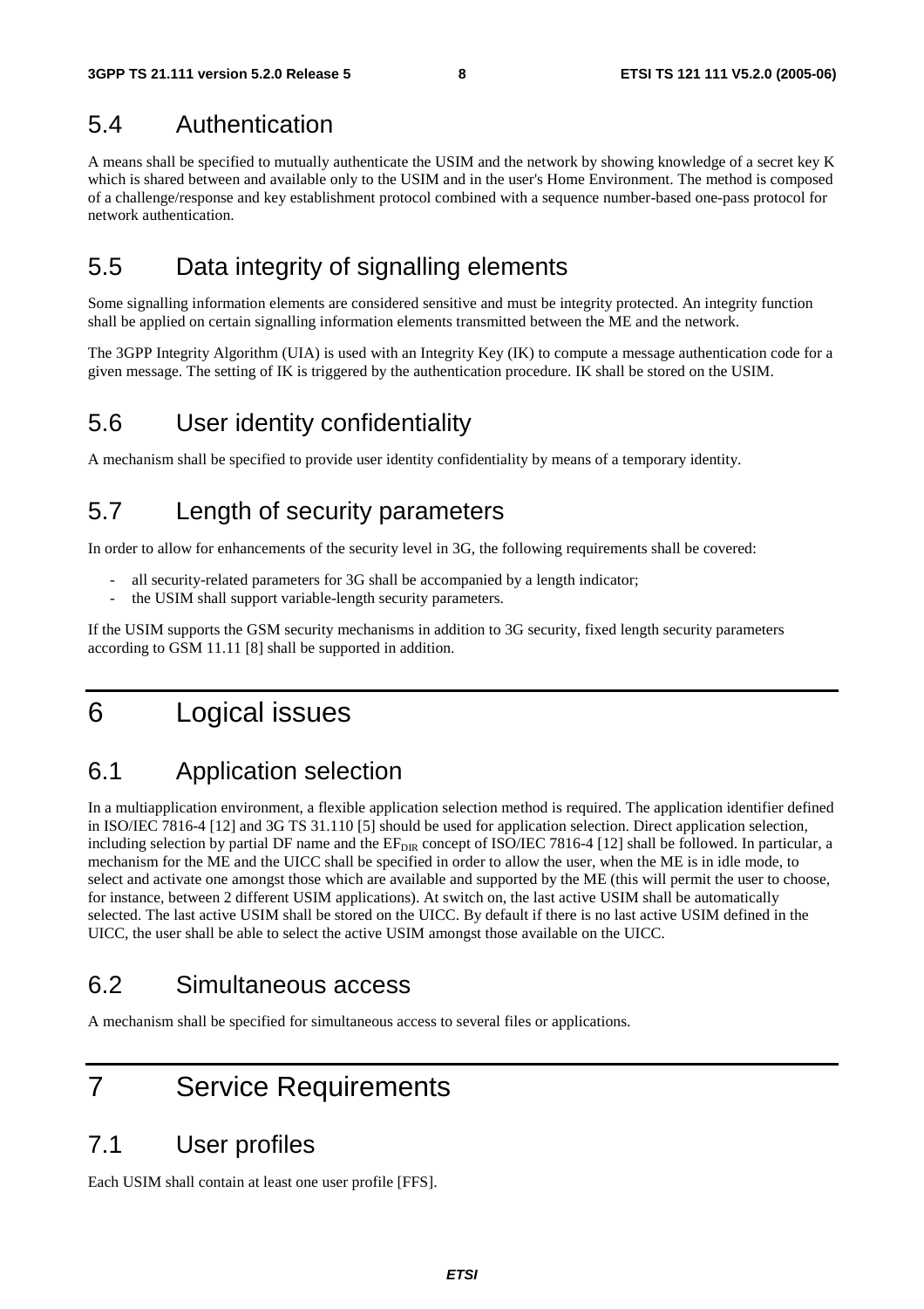## 5.4 Authentication

A means shall be specified to mutually authenticate the USIM and the network by showing knowledge of a secret key K which is shared between and available only to the USIM and in the user's Home Environment. The method is composed of a challenge/response and key establishment protocol combined with a sequence number-based one-pass protocol for network authentication.

## 5.5 Data integrity of signalling elements

Some signalling information elements are considered sensitive and must be integrity protected. An integrity function shall be applied on certain signalling information elements transmitted between the ME and the network.

The 3GPP Integrity Algorithm (UIA) is used with an Integrity Key (IK) to compute a message authentication code for a given message. The setting of IK is triggered by the authentication procedure. IK shall be stored on the USIM.

## 5.6 User identity confidentiality

A mechanism shall be specified to provide user identity confidentiality by means of a temporary identity.

## 5.7 Length of security parameters

In order to allow for enhancements of the security level in 3G, the following requirements shall be covered:

- all security-related parameters for 3G shall be accompanied by a length indicator;
- the USIM shall support variable-length security parameters.

If the USIM supports the GSM security mechanisms in addition to 3G security, fixed length security parameters according to GSM 11.11 [8] shall be supported in addition.

# 6 Logical issues

## 6.1 Application selection

In a multiapplication environment, a flexible application selection method is required. The application identifier defined in ISO/IEC 7816-4 [12] and 3G TS 31.110 [5] should be used for application selection. Direct application selection, including selection by partial DF name and the $EF_{DIR}$ concept of ISO/IEC 7816-4 [12] shall be followed. In particular, a mechanism for the ME and the UICC shall be specified in order to allow the user, when the ME is in idle mode, to select and activate one amongst those which are available and supported by the ME (this will permit the user to choose, for instance, between 2 different USIM applications). At switch on, the last active USIM shall be automatically selected. The last active USIM shall be stored on the UICC. By default if there is no last active USIM defined in the UICC, the user shall be able to select the active USIM amongst those available on the UICC.

## 6.2 Simultaneous access

A mechanism shall be specified for simultaneous access to several files or applications.

# 7 Service Requirements

## 7.1 User profiles

Each USIM shall contain at least one user profile [FFS].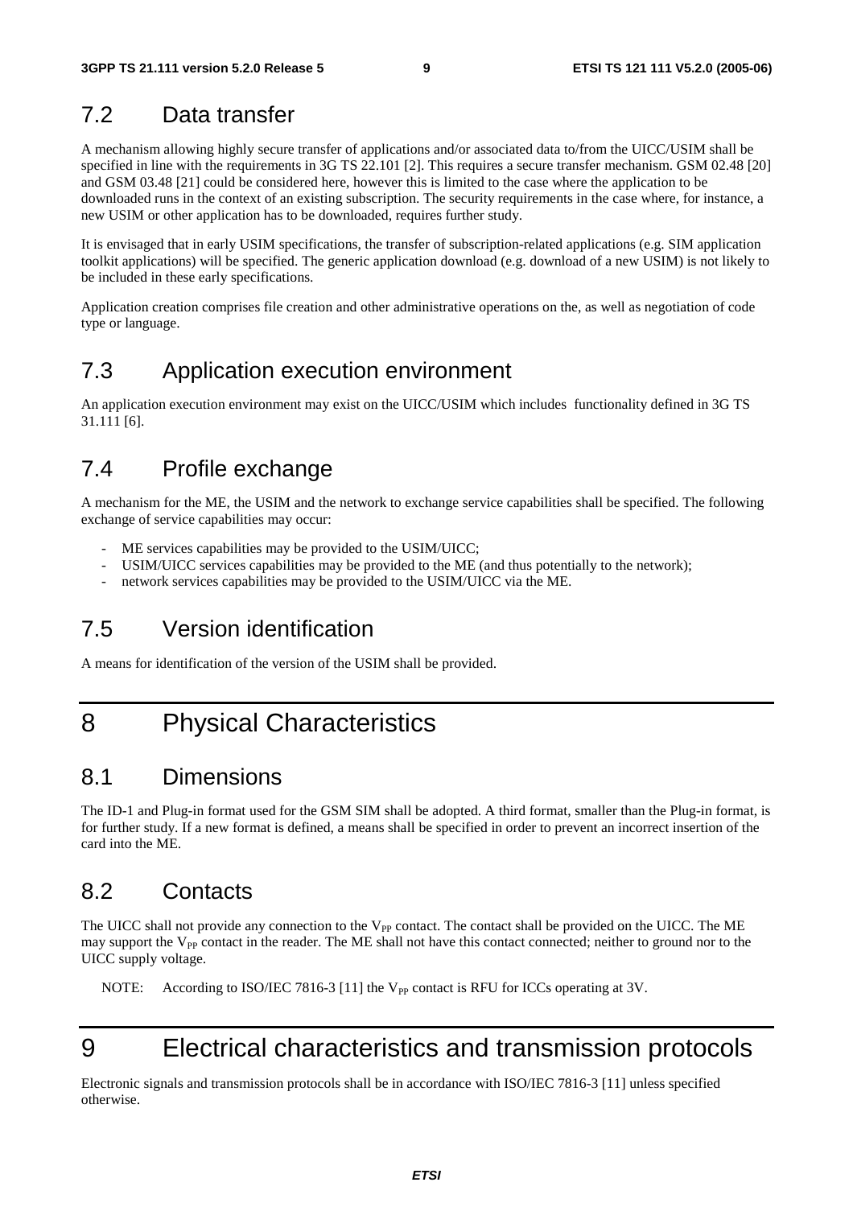## 7.2 Data transfer

A mechanism allowing highly secure transfer of applications and/or associated data to/from the UICC/USIM shall be specified in line with the requirements in 3G TS 22.101 [2]. This requires a secure transfer mechanism. GSM 02.48 [20] and GSM 03.48 [21] could be considered here, however this is limited to the case where the application to be downloaded runs in the context of an existing subscription. The security requirements in the case where, for instance, a new USIM or other application has to be downloaded, requires further study.

It is envisaged that in early USIM specifications, the transfer of subscription-related applications (e.g. SIM application toolkit applications) will be specified. The generic application download (e.g. download of a new USIM) is not likely to be included in these early specifications.

Application creation comprises file creation and other administrative operations on the, as well as negotiation of code type or language.

## 7.3 Application execution environment

An application execution environment may exist on the UICC/USIM which includes functionality defined in 3G TS 31.111 [6].

## 7.4 Profile exchange

A mechanism for the ME, the USIM and the network to exchange service capabilities shall be specified. The following exchange of service capabilities may occur:

- ME services capabilities may be provided to the USIM/UICC;
- USIM/UICC services capabilities may be provided to the ME (and thus potentially to the network);
- network services capabilities may be provided to the USIM/UICC via the ME.

## 7.5 Version identification

A means for identification of the version of the USIM shall be provided.

# 8 Physical Characteristics

## 8.1 Dimensions

The ID-1 and Plug-in format used for the GSM SIM shall be adopted. A third format, smaller than the Plug-in format, is for further study. If a new format is defined, a means shall be specified in order to prevent an incorrect insertion of the card into the ME.

## 8.2 Contacts

The UICC shall not provide any connection to the $V_{PP}$ contact. The contact shall be provided on the UICC. The ME may support the $V_{PP}$ contact in the reader. The ME shall not have this contact connected; neither to ground nor to the UICC supply voltage.

NOTE: According to ISO/IEC 7816-3 [11] the $V_{PP}$ contact is RFU for ICCs operating at 3V.

# 9 Electrical characteristics and transmission protocols

Electronic signals and transmission protocols shall be in accordance with ISO/IEC 7816-3 [11] unless specified otherwise.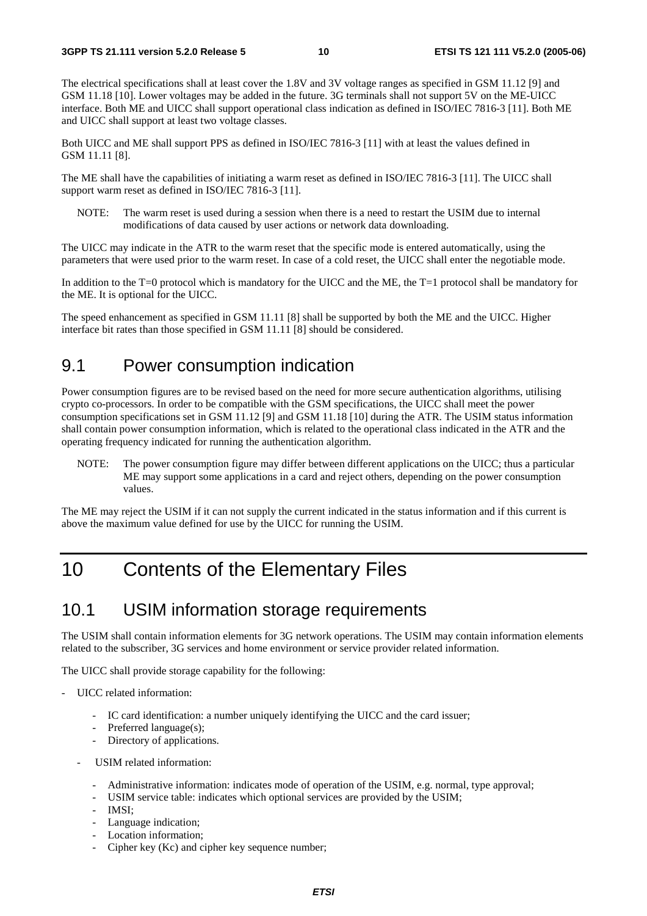The electrical specifications shall at least cover the 1.8V and 3V voltage ranges as specified in GSM 11.12 [9] and GSM 11.18 [10]. Lower voltages may be added in the future. 3G terminals shall not support 5V on the ME-UICC interface. Both ME and UICC shall support operational class indication as defined in ISO/IEC 7816-3 [11]. Both ME and UICC shall support at least two voltage classes.

Both UICC and ME shall support PPS as defined in ISO/IEC 7816-3 [11] with at least the values defined in GSM 11.11 [8].

The ME shall have the capabilities of initiating a warm reset as defined in ISO/IEC 7816-3 [11]. The UICC shall support warm reset as defined in ISO/IEC 7816-3 [11].

NOTE: The warm reset is used during a session when there is a need to restart the USIM due to internal modifications of data caused by user actions or network data downloading.

The UICC may indicate in the ATR to the warm reset that the specific mode is entered automatically, using the parameters that were used prior to the warm reset. In case of a cold reset, the UICC shall enter the negotiable mode.

In addition to the T=0 protocol which is mandatory for the UICC and the ME, the T=1 protocol shall be mandatory for the ME. It is optional for the UICC.

The speed enhancement as specified in GSM 11.11 [8] shall be supported by both the ME and the UICC. Higher interface bit rates than those specified in GSM 11.11 [8] should be considered.

## 9.1 Power consumption indication

Power consumption figures are to be revised based on the need for more secure authentication algorithms, utilising crypto co-processors. In order to be compatible with the GSM specifications, the UICC shall meet the power consumption specifications set in GSM 11.12 [9] and GSM 11.18 [10] during the ATR. The USIM status information shall contain power consumption information, which is related to the operational class indicated in the ATR and the operating frequency indicated for running the authentication algorithm.

NOTE: The power consumption figure may differ between different applications on the UICC; thus a particular ME may support some applications in a card and reject others, depending on the power consumption values.

The ME may reject the USIM if it can not supply the current indicated in the status information and if this current is above the maximum value defined for use by the UICC for running the USIM.

# 10 Contents of the Elementary Files

## 10.1 USIM information storage requirements

The USIM shall contain information elements for 3G network operations. The USIM may contain information elements related to the subscriber, 3G services and home environment or service provider related information.

The UICC shall provide storage capability for the following:

- UICC related information:
  - IC card identification: a number uniquely identifying the UICC and the card issuer;
  - Preferred language(s);
  - Directory of applications.
- USIM related information:
  - Administrative information: indicates mode of operation of the USIM, e.g. normal, type approval;
  - USIM service table: indicates which optional services are provided by the USIM;
  - IMSI;
  - Language indication;
  - Location information;
  - Cipher key (Kc) and cipher key sequence number;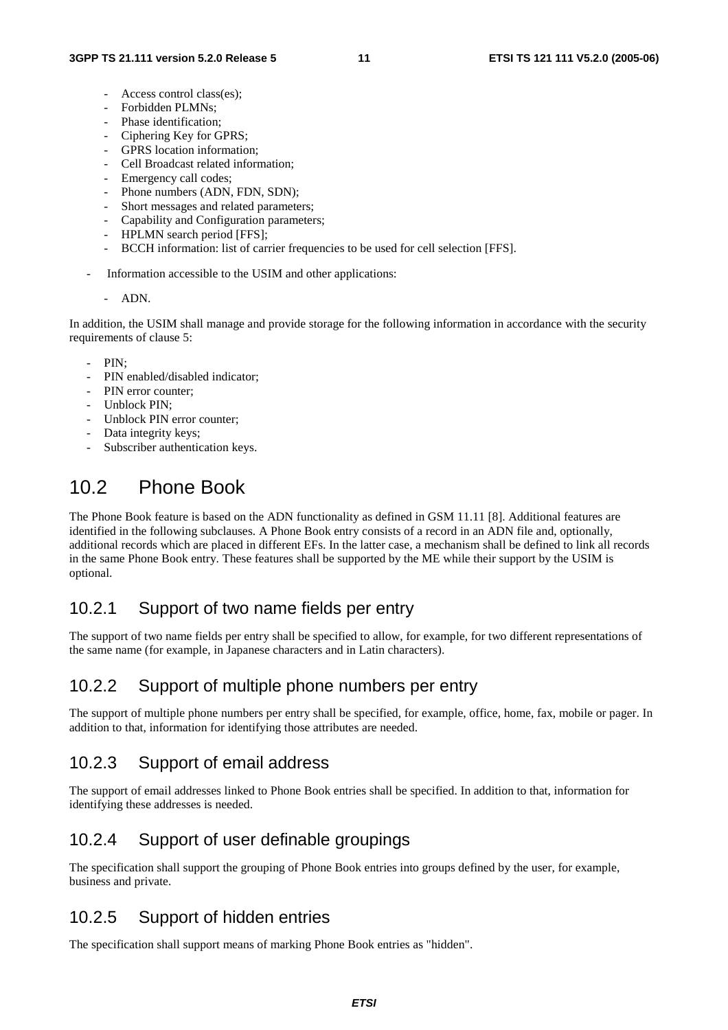- Access control class(es);
    - Forbidden PLMNs;
    - Phase identification;
    - Ciphering Key for GPRS;
    - GPRS location information;
    - Cell Broadcast related information;
    - Emergency call codes;
    - Phone numbers (ADN, FDN, SDN);
    - Short messages and related parameters;
    - Capability and Configuration parameters;
    - HPLMN search period [FFS];
    - BCCH information: list of carrier frequencies to be used for cell selection [FFS].

- Information accessible to the USIM and other applications:

    - ADN.

In addition, the USIM shall manage and provide storage for the following information in accordance with the security requirements of clause 5:

- PIN;
- PIN enabled/disabled indicator;
- PIN error counter;
- Unblock PIN;
- Unblock PIN error counter;
- Data integrity keys;
- Subscriber authentication keys.

## 10.2 Phone Book

The Phone Book feature is based on the ADN functionality as defined in GSM 11.11 [8]. Additional features are identified in the following subclauses. A Phone Book entry consists of a record in an ADN file and, optionally, additional records which are placed in different EFs. In the latter case, a mechanism shall be defined to link all records in the same Phone Book entry. These features shall be supported by the ME while their support by the USIM is optional.

### 10.2.1 Support of two name fields per entry

The support of two name fields per entry shall be specified to allow, for example, for two different representations of the same name (for example, in Japanese characters and in Latin characters).

### 10.2.2 Support of multiple phone numbers per entry

The support of multiple phone numbers per entry shall be specified, for example, office, home, fax, mobile or pager. In addition to that, information for identifying those attributes are needed.

### 10.2.3 Support of email address

The support of email addresses linked to Phone Book entries shall be specified. In addition to that, information for identifying these addresses is needed.

### 10.2.4 Support of user definable groupings

The specification shall support the grouping of Phone Book entries into groups defined by the user, for example, business and private.

### 10.2.5 Support of hidden entries

The specification shall support means of marking Phone Book entries as "hidden".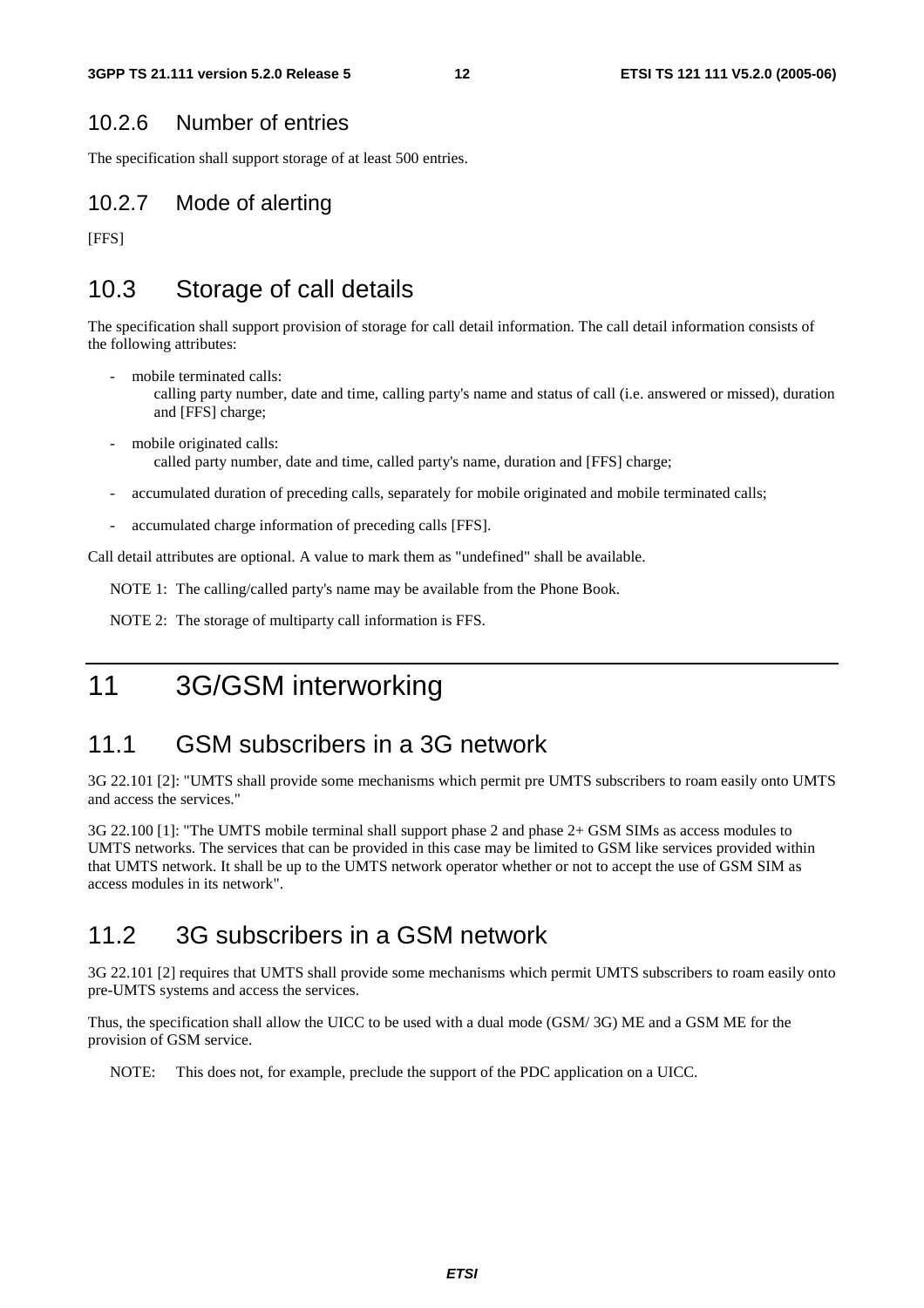### 10.2.6 Number of entries

The specification shall support storage of at least 500 entries.

### 10.2.7 Mode of alerting

[FFS]

## 10.3 Storage of call details

The specification shall support provision of storage for call detail information. The call detail information consists of the following attributes:

- mobile terminated calls:
  calling party number, date and time, calling party's name and status of call (i.e. answered or missed), duration and [FFS] charge;
- mobile originated calls:
  called party number, date and time, called party's name, duration and [FFS] charge;
- accumulated duration of preceding calls, separately for mobile originated and mobile terminated calls;
- accumulated charge information of preceding calls [FFS].

Call detail attributes are optional. A value to mark them as "undefined" shall be available.

NOTE 1: The calling/called party's name may be available from the Phone Book.

NOTE 2: The storage of multiparty call information is FFS.

# 11 3G/GSM interworking

## 11.1 GSM subscribers in a 3G network

3G 22.101 [2]: "UMTS shall provide some mechanisms which permit pre UMTS subscribers to roam easily onto UMTS and access the services."

3G 22.100 [1]: "The UMTS mobile terminal shall support phase 2 and phase 2+ GSM SIMs as access modules to UMTS networks. The services that can be provided in this case may be limited to GSM like services provided within that UMTS network. It shall be up to the UMTS network operator whether or not to accept the use of GSM SIM as access modules in its network".

## 11.2 3G subscribers in a GSM network

3G 22.101 [2] requires that UMTS shall provide some mechanisms which permit UMTS subscribers to roam easily onto pre-UMTS systems and access the services.

Thus, the specification shall allow the UICC to be used with a dual mode (GSM/ 3G) ME and a GSM ME for the provision of GSM service.

NOTE: This does not, for example, preclude the support of the PDC application on a UICC.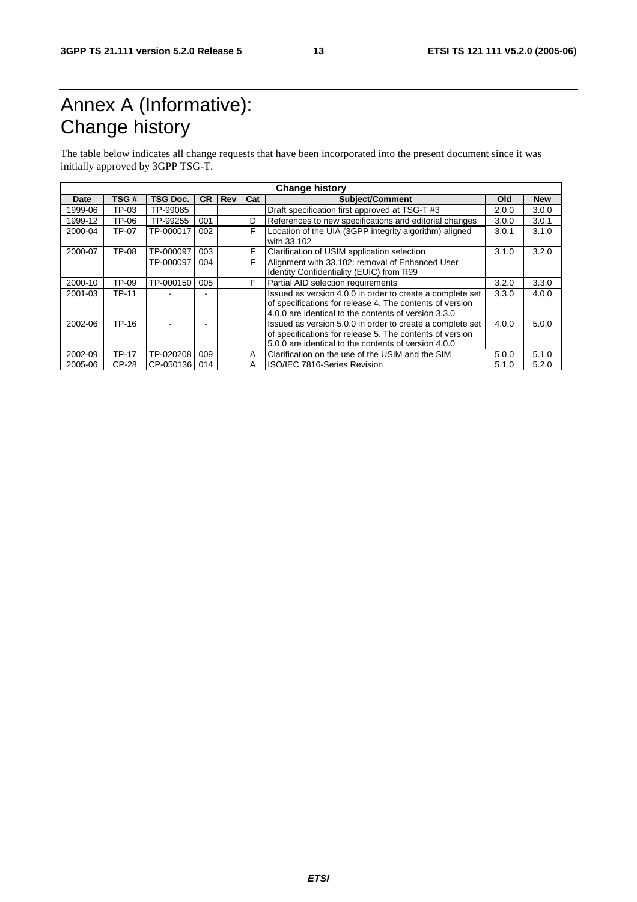# Annex A (Informative): Change history

The table below indicates all change requests that have been incorporated into the present document since it was initially approved by 3GPP TSG-T.

| Change history | | | | | | | | |
|---|---|---|---|---|---|---|---|---|
| **Date** | **TSG #** | **TSG Doc.** | **CR** | **Rev** | **Cat** | **Subject/Comment** | **Old** | **New** |
| 1999-06 | TP-03 | TP-99085 | | | | Draft specification first approved at TSG-T #3 | 2.0.0 | 3.0.0 |
| 1999-12 | TP-06 | TP-99255 | 001 | | D | References to new specifications and editorial changes | 3.0.0 | 3.0.1 |
| 2000-04 | TP-07 | TP-000017 | 002 | | F | Location of the UIA (3GPP integrity algorithm) aligned with 33.102 | 3.0.1 | 3.1.0 |
| 2000-07 | TP-08 | TP-000097 | 003 | | F | Clarification of USIM application selection | 3.1.0 | 3.2.0 |
| | | TP-000097 | 004 | | F | Alignment with 33.102: removal of Enhanced User Identity Confidentiality (EUIC) from R99 | | |
| 2000-10 | TP-09 | TP-000150 | 005 | | F | Partial AID selection requirements | 3.2.0 | 3.3.0 |
| 2001-03 | TP-11 | - | - | | | Issued as version 4.0.0 in order to create a complete set of specifications for release 4. The contents of version 4.0.0 are identical to the contents of version 3.3.0 | 3.3.0 | 4.0.0 |
| 2002-06 | TP-16 | - | - | | | Issued as version 5.0.0 in order to create a complete set of specifications for release 5. The contents of version 5.0.0 are identical to the contents of version 4.0.0 | 4.0.0 | 5.0.0 |
| 2002-09 | TP-17 | TP-020208 | 009 | | A | Clarification on the use of the USIM and the SIM | 5.0.0 | 5.1.0 |
| 2005-06 | CP-28 | CP-050136 | 014 | | A | ISO/IEC 7816-Series Revision | 5.1.0 | 5.2.0 |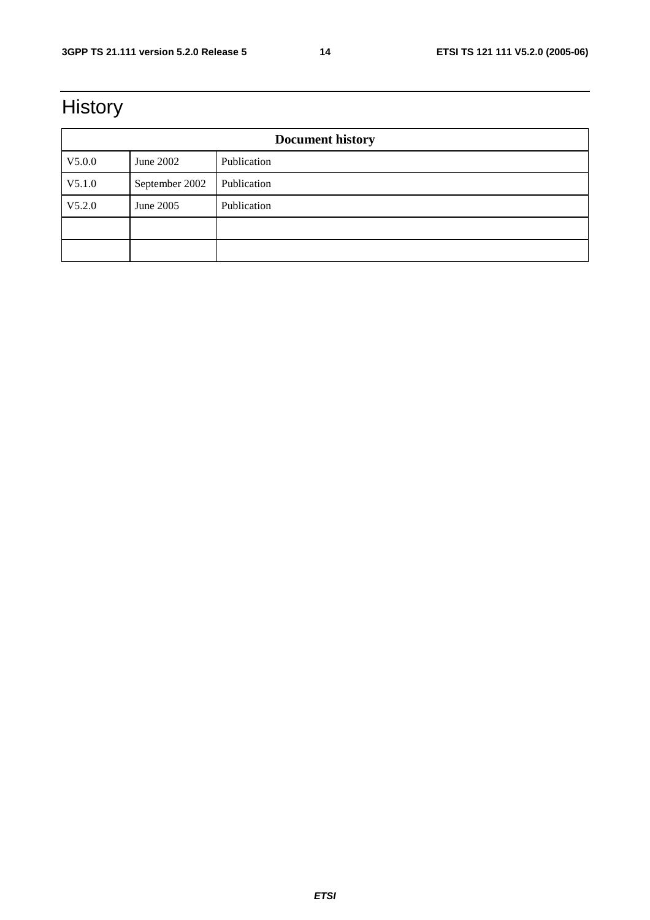# History

| Document history | | |
|---|---|---|
| V5.0.0 | June 2002 | Publication |
| V5.1.0 | September 2002 | Publication |
| V5.2.0 | June 2005 | Publication |
| | | |
| | | |